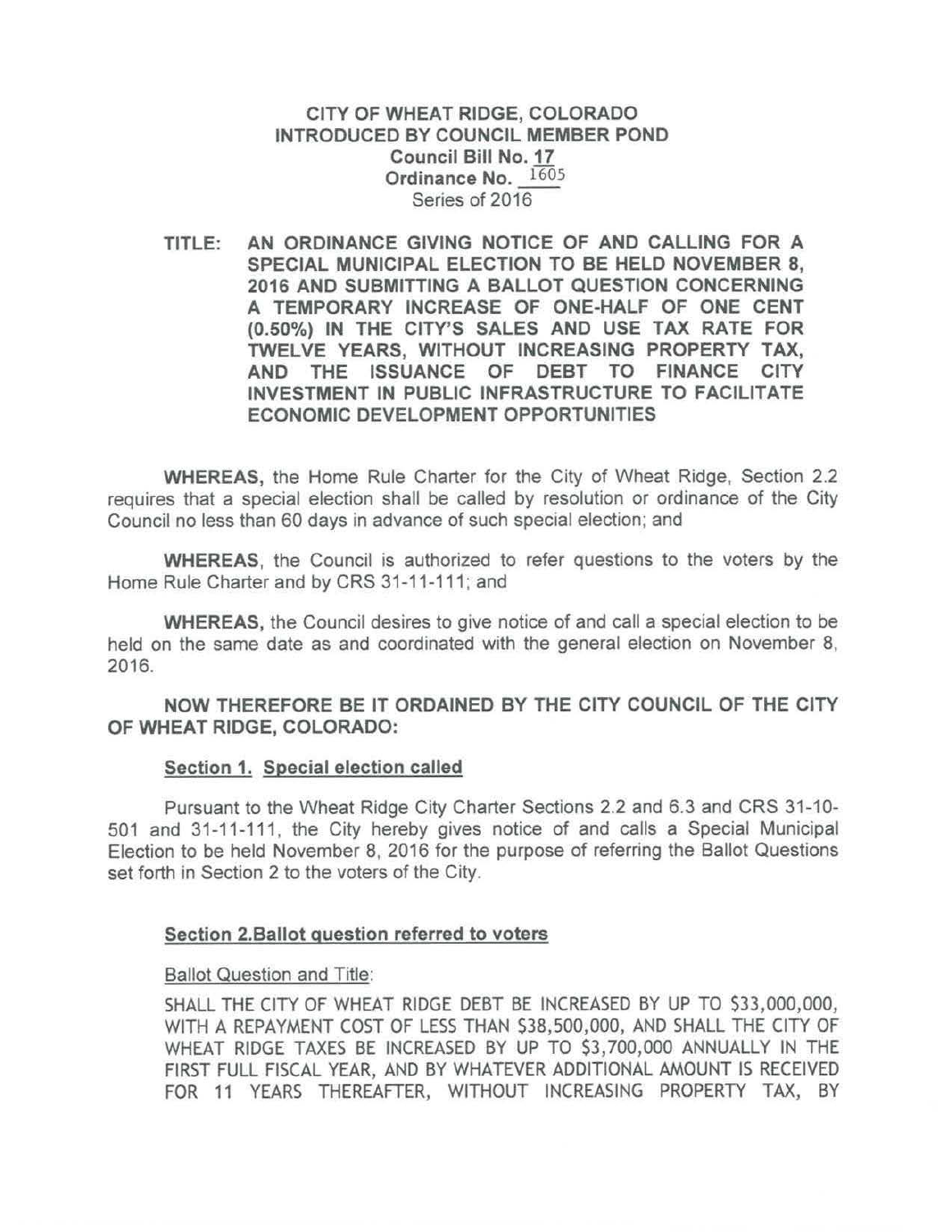**CITY OF WHEAT RIDGE, COLORADO**
**INTRODUCED BY COUNCIL MEMBER POND**
**Council Bill No. 17**
**Ordinance No. 1605**
Series of 2016

**TITLE: AN ORDINANCE GIVING NOTICE OF AND CALLING FOR A SPECIAL MUNICIPAL ELECTION TO BE HELD NOVEMBER 8, 2016 AND SUBMITTING A BALLOT QUESTION CONCERNING A TEMPORARY INCREASE OF ONE-HALF OF ONE CENT (0.50%) IN THE CITY'S SALES AND USE TAX RATE FOR TWELVE YEARS, WITHOUT INCREASING PROPERTY TAX, AND THE ISSUANCE OF DEBT TO FINANCE CITY INVESTMENT IN PUBLIC INFRASTRUCTURE TO FACILITATE ECONOMIC DEVELOPMENT OPPORTUNITIES**

**WHEREAS,** the Home Rule Charter for the City of Wheat Ridge, Section 2.2 requires that a special election shall be called by resolution or ordinance of the City Council no less than 60 days in advance of such special election; and

**WHEREAS**, the Council is authorized to refer questions to the voters by the Home Rule Charter and by CRS 31-11-111; and

**WHEREAS,** the Council desires to give notice of and call a special election to be held on the same date as and coordinated with the general election on November 8, 2016.

**NOW THEREFORE BE IT ORDAINED BY THE CITY COUNCIL OF THE CITY OF WHEAT RIDGE, COLORADO:**

**Section 1. Special election called**

Pursuant to the Wheat Ridge City Charter Sections 2.2 and 6.3 and CRS 31-10-501 and 31-11-111, the City hereby gives notice of and calls a Special Municipal Election to be held November 8, 2016 for the purpose of referring the Ballot Questions set forth in Section 2 to the voters of the City.

**Section 2. Ballot question referred to voters**

Ballot Question and Title:

SHALL THE CITY OF WHEAT RIDGE DEBT BE INCREASED BY UP TO $33,000,000, WITH A REPAYMENT COST OF LESS THAN $38,500,000, AND SHALL THE CITY OF WHEAT RIDGE TAXES BE INCREASED BY UP TO $3,700,000 ANNUALLY IN THE FIRST FULL FISCAL YEAR, AND BY WHATEVER ADDITIONAL AMOUNT IS RECEIVED FOR 11 YEARS THEREAFTER, WITHOUT INCREASING PROPERTY TAX, BY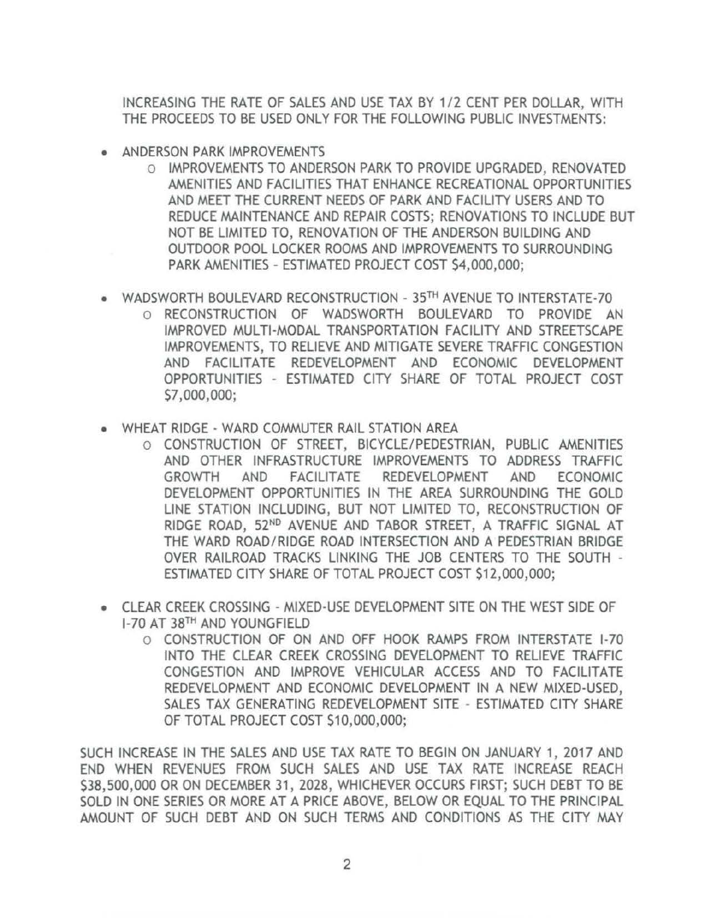INCREASING THE RATE OF SALES AND USE TAX BY 1/2 CENT PER DOLLAR, WITH THE PROCEEDS TO BE USED ONLY FOR THE FOLLOWING PUBLIC INVESTMENTS:

- ANDERSON PARK IMPROVEMENTS
  - IMPROVEMENTS TO ANDERSON PARK TO PROVIDE UPGRADED, RENOVATED AMENITIES AND FACILITIES THAT ENHANCE RECREATIONAL OPPORTUNITIES AND MEET THE CURRENT NEEDS OF PARK AND FACILITY USERS AND TO REDUCE MAINTENANCE AND REPAIR COSTS; RENOVATIONS TO INCLUDE BUT NOT BE LIMITED TO, RENOVATION OF THE ANDERSON BUILDING AND OUTDOOR POOL LOCKER ROOMS AND IMPROVEMENTS TO SURROUNDING PARK AMENITIES - ESTIMATED PROJECT COST $4,000,000;

- WADSWORTH BOULEVARD RECONSTRUCTION - 35TH AVENUE TO INTERSTATE-70
  - RECONSTRUCTION OF WADSWORTH BOULEVARD TO PROVIDE AN IMPROVED MULTI-MODAL TRANSPORTATION FACILITY AND STREETSCAPE IMPROVEMENTS, TO RELIEVE AND MITIGATE SEVERE TRAFFIC CONGESTION AND FACILITATE REDEVELOPMENT AND ECONOMIC DEVELOPMENT OPPORTUNITIES - ESTIMATED CITY SHARE OF TOTAL PROJECT COST $7,000,000;

- WHEAT RIDGE - WARD COMMUTER RAIL STATION AREA
  - CONSTRUCTION OF STREET, BICYCLE/PEDESTRIAN, PUBLIC AMENITIES AND OTHER INFRASTRUCTURE IMPROVEMENTS TO ADDRESS TRAFFIC GROWTH AND FACILITATE REDEVELOPMENT AND ECONOMIC DEVELOPMENT OPPORTUNITIES IN THE AREA SURROUNDING THE GOLD LINE STATION INCLUDING, BUT NOT LIMITED TO, RECONSTRUCTION OF RIDGE ROAD, 52ND AVENUE AND TABOR STREET, A TRAFFIC SIGNAL AT THE WARD ROAD/RIDGE ROAD INTERSECTION AND A PEDESTRIAN BRIDGE OVER RAILROAD TRACKS LINKING THE JOB CENTERS TO THE SOUTH - ESTIMATED CITY SHARE OF TOTAL PROJECT COST $12,000,000;

- CLEAR CREEK CROSSING - MIXED-USE DEVELOPMENT SITE ON THE WEST SIDE OF I-70 AT 38TH AND YOUNGFIELD
  - CONSTRUCTION OF ON AND OFF HOOK RAMPS FROM INTERSTATE I-70 INTO THE CLEAR CREEK CROSSING DEVELOPMENT TO RELIEVE TRAFFIC CONGESTION AND IMPROVE VEHICULAR ACCESS AND TO FACILITATE REDEVELOPMENT AND ECONOMIC DEVELOPMENT IN A NEW MIXED-USED, SALES TAX GENERATING REDEVELOPMENT SITE - ESTIMATED CITY SHARE OF TOTAL PROJECT COST $10,000,000;

SUCH INCREASE IN THE SALES AND USE TAX RATE TO BEGIN ON JANUARY 1, 2017 AND END WHEN REVENUES FROM SUCH SALES AND USE TAX RATE INCREASE REACH $38,500,000 OR ON DECEMBER 31, 2028, WHICHEVER OCCURS FIRST; SUCH DEBT TO BE SOLD IN ONE SERIES OR MORE AT A PRICE ABOVE, BELOW OR EQUAL TO THE PRINCIPAL AMOUNT OF SUCH DEBT AND ON SUCH TERMS AND CONDITIONS AS THE CITY MAY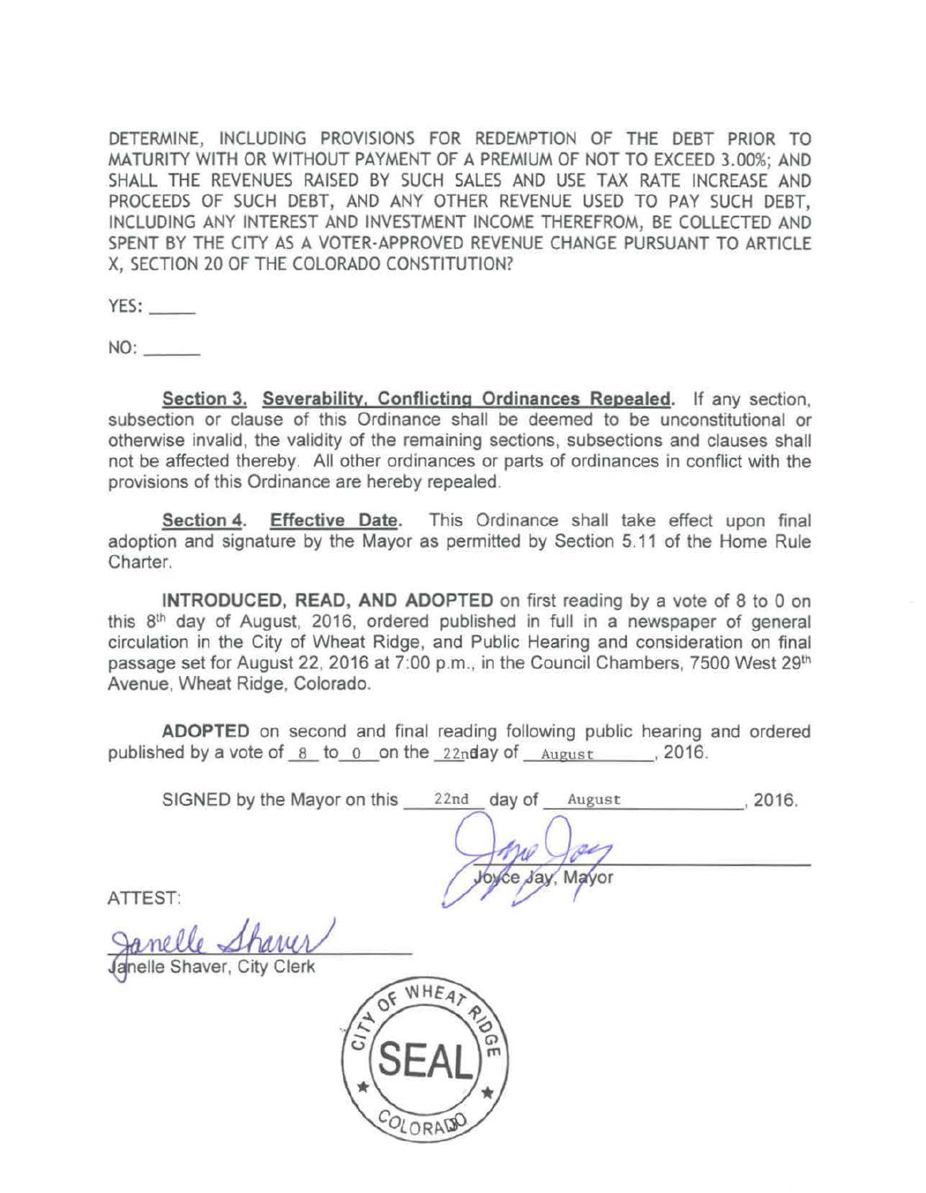DETERMINE, INCLUDING PROVISIONS FOR REDEMPTION OF THE DEBT PRIOR TO MATURITY WITH OR WITHOUT PAYMENT OF A PREMIUM OF NOT TO EXCEED 3.00%; AND SHALL THE REVENUES RAISED BY SUCH SALES AND USE TAX RATE INCREASE AND PROCEEDS OF SUCH DEBT, AND ANY OTHER REVENUE USED TO PAY SUCH DEBT, INCLUDING ANY INTEREST AND INVESTMENT INCOME THEREFROM, BE COLLECTED AND SPENT BY THE CITY AS A VOTER-APPROVED REVENUE CHANGE PURSUANT TO ARTICLE X, SECTION 20 OF THE COLORADO CONSTITUTION?

YES: _____

NO: ______

**Section 3. Severability, Conflicting Ordinances Repealed.** If any section, subsection or clause of this Ordinance shall be deemed to be unconstitutional or otherwise invalid, the validity of the remaining sections, subsections and clauses shall not be affected thereby. All other ordinances or parts of ordinances in conflict with the provisions of this Ordinance are hereby repealed.

**Section 4. Effective Date.** This Ordinance shall take effect upon final adoption and signature by the Mayor as permitted by Section 5.11 of the Home Rule Charter.

**INTRODUCED, READ, AND ADOPTED** on first reading by a vote of 8 to 0 on this 8th day of August, 2016, ordered published in full in a newspaper of general circulation in the City of Wheat Ridge, and Public Hearing and consideration on final passage set for August 22, 2016 at 7:00 p.m., in the Council Chambers, 7500 West 29th Avenue, Wheat Ridge, Colorado.

**ADOPTED** on second and final reading following public hearing and ordered published by a vote of 8 to 0 on the 22nd day of August, 2016.

SIGNED by the Mayor on this 22nd day of August, 2016.

Joyce Jay, Mayor

ATTEST:

Janelle Shaver, City Clerk

CITY OF WHEAT RIDGE SEAL COLORADO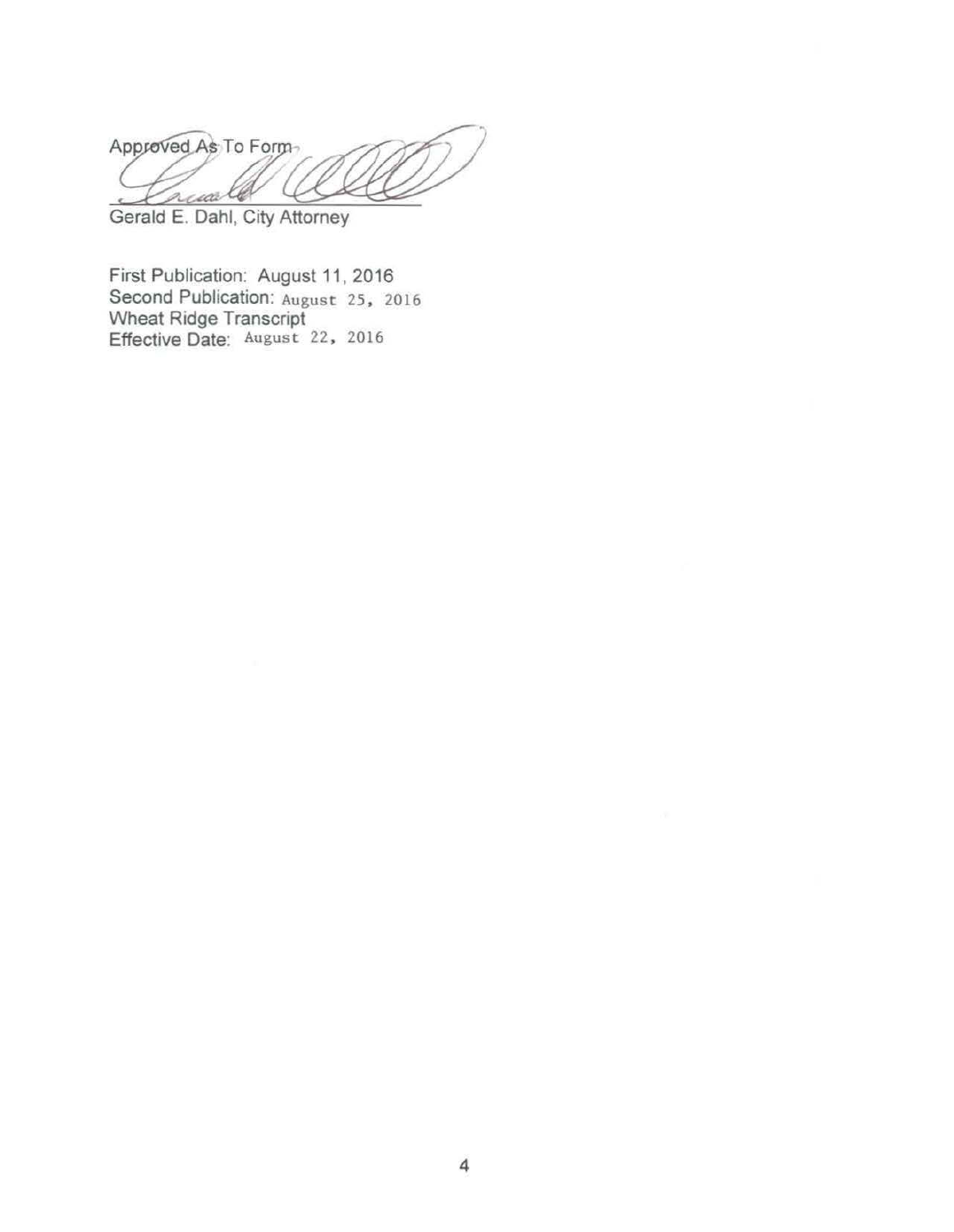Approved As To Form

Gerald E. Dahl, City Attorney

First Publication: August 11, 2016
Second Publication: August 25, 2016
Wheat Ridge Transcript
Effective Date: August 22, 2016